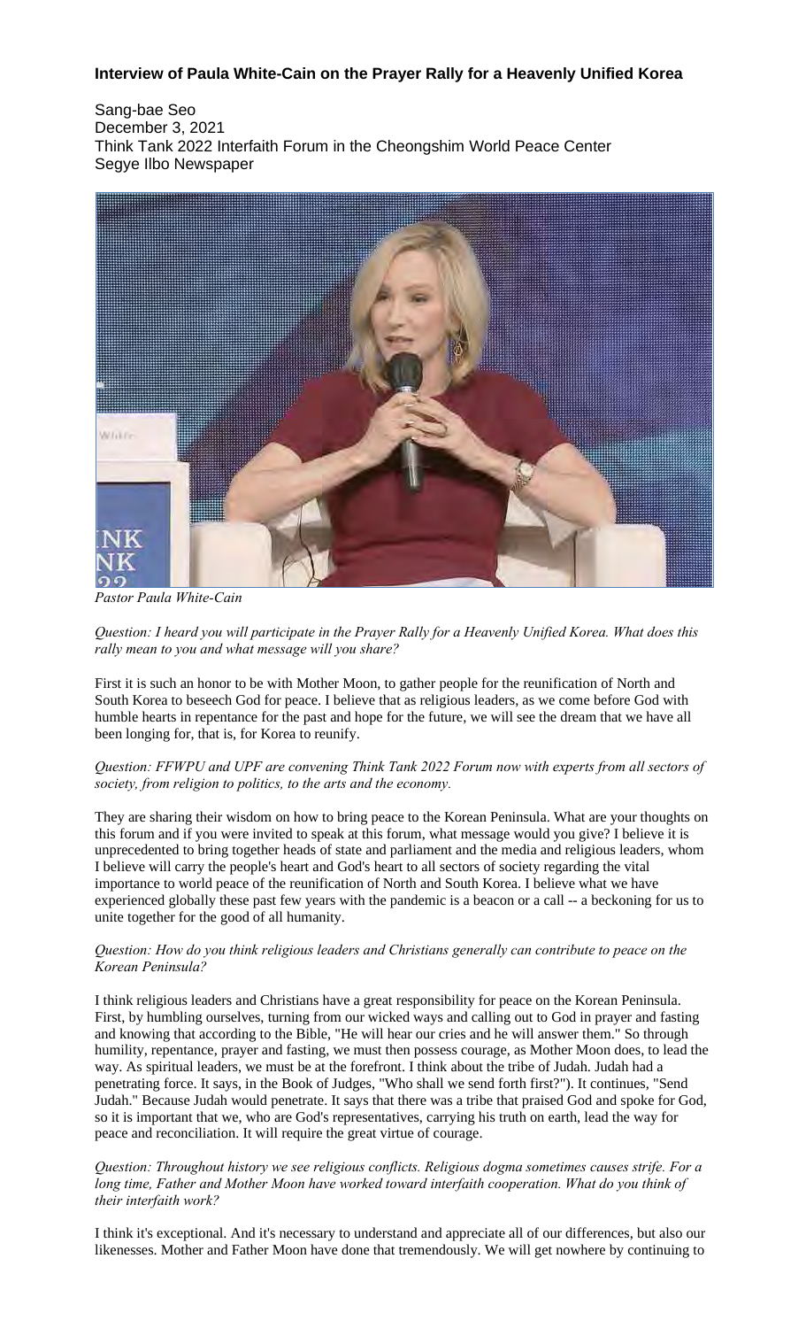**Interview of Paula White-Cain on the Prayer Rally for a Heavenly Unified Korea**

Sang-bae Seo
December 3, 2021
Think Tank 2022 Interfaith Forum in the Cheongshim World Peace Center
Segye Ilbo Newspaper

*Pastor Paula White-Cain*

*Question: I heard you will participate in the Prayer Rally for a Heavenly Unified Korea. What does this rally mean to you and what message will you share?*

First it is such an honor to be with Mother Moon, to gather people for the reunification of North and South Korea to beseech God for peace. I believe that as religious leaders, as we come before God with humble hearts in repentance for the past and hope for the future, we will see the dream that we have all been longing for, that is, for Korea to reunify.

*Question: FFWPU and UPF are convening Think Tank 2022 Forum now with experts from all sectors of society, from religion to politics, to the arts and the economy.*

They are sharing their wisdom on how to bring peace to the Korean Peninsula. What are your thoughts on this forum and if you were invited to speak at this forum, what message would you give? I believe it is unprecedented to bring together heads of state and parliament and the media and religious leaders, whom I believe will carry the people's heart and God's heart to all sectors of society regarding the vital importance to world peace of the reunification of North and South Korea. I believe what we have experienced globally these past few years with the pandemic is a beacon or a call -- a beckoning for us to unite together for the good of all humanity.

*Question: How do you think religious leaders and Christians generally can contribute to peace on the Korean Peninsula?*

I think religious leaders and Christians have a great responsibility for peace on the Korean Peninsula. First, by humbling ourselves, turning from our wicked ways and calling out to God in prayer and fasting and knowing that according to the Bible, "He will hear our cries and he will answer them." So through humility, repentance, prayer and fasting, we must then possess courage, as Mother Moon does, to lead the way. As spiritual leaders, we must be at the forefront. I think about the tribe of Judah. Judah had a penetrating force. It says, in the Book of Judges, "Who shall we send forth first?"). It continues, "Send Judah." Because Judah would penetrate. It says that there was a tribe that praised God and spoke for God, so it is important that we, who are God's representatives, carrying his truth on earth, lead the way for peace and reconciliation. It will require the great virtue of courage.

*Question: Throughout history we see religious conflicts. Religious dogma sometimes causes strife. For a long time, Father and Mother Moon have worked toward interfaith cooperation. What do you think of their interfaith work?*

I think it's exceptional. And it's necessary to understand and appreciate all of our differences, but also our likenesses. Mother and Father Moon have done that tremendously. We will get nowhere by continuing to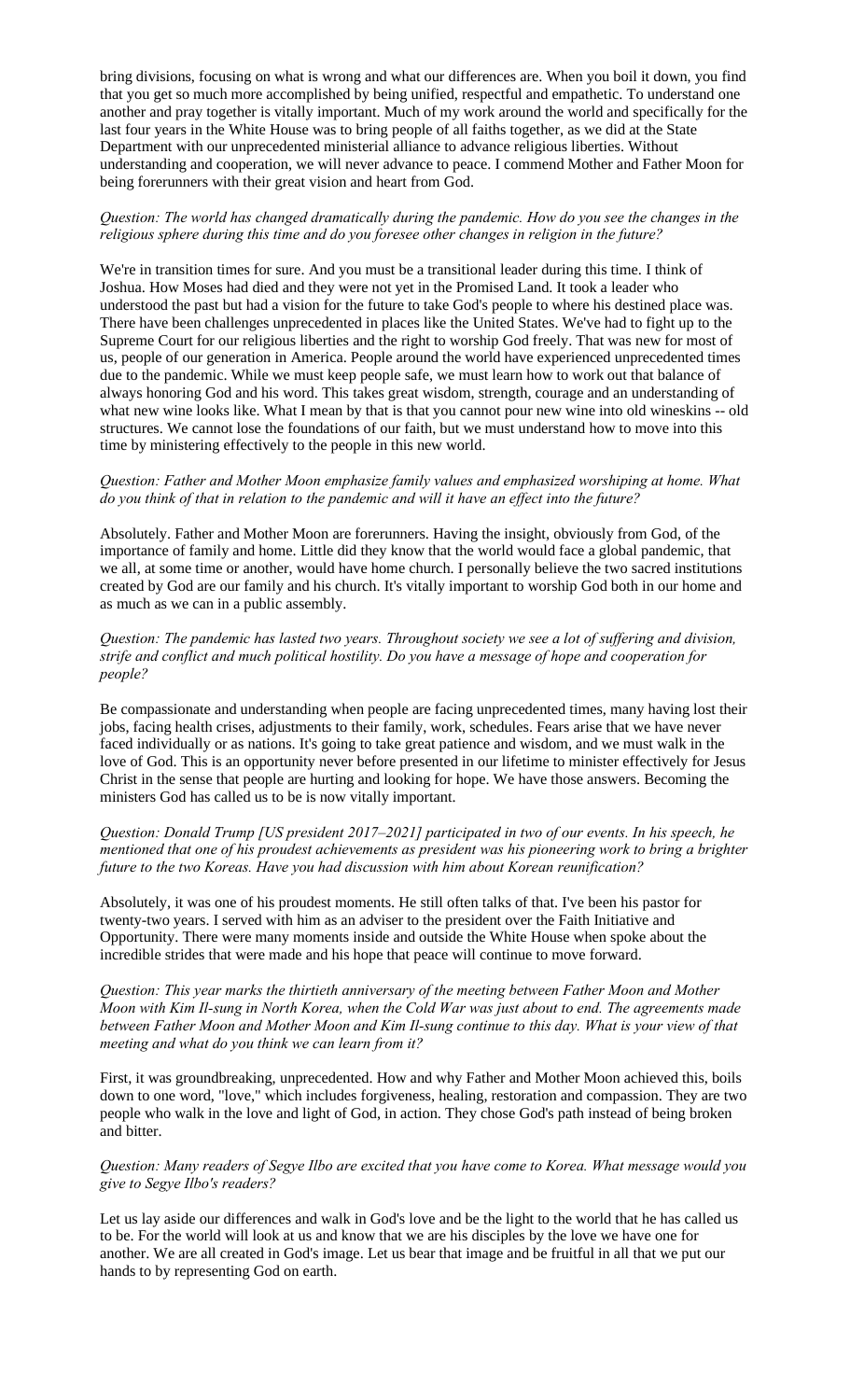bring divisions, focusing on what is wrong and what our differences are. When you boil it down, you find that you get so much more accomplished by being unified, respectful and empathetic. To understand one another and pray together is vitally important. Much of my work around the world and specifically for the last four years in the White House was to bring people of all faiths together, as we did at the State Department with our unprecedented ministerial alliance to advance religious liberties. Without understanding and cooperation, we will never advance to peace. I commend Mother and Father Moon for being forerunners with their great vision and heart from God.

*Question: The world has changed dramatically during the pandemic. How do you see the changes in the religious sphere during this time and do you foresee other changes in religion in the future?*

We're in transition times for sure. And you must be a transitional leader during this time. I think of Joshua. How Moses had died and they were not yet in the Promised Land. It took a leader who understood the past but had a vision for the future to take God's people to where his destined place was. There have been challenges unprecedented in places like the United States. We've had to fight up to the Supreme Court for our religious liberties and the right to worship God freely. That was new for most of us, people of our generation in America. People around the world have experienced unprecedented times due to the pandemic. While we must keep people safe, we must learn how to work out that balance of always honoring God and his word. This takes great wisdom, strength, courage and an understanding of what new wine looks like. What I mean by that is that you cannot pour new wine into old wineskins -- old structures. We cannot lose the foundations of our faith, but we must understand how to move into this time by ministering effectively to the people in this new world.

*Question: Father and Mother Moon emphasize family values and emphasized worshiping at home. What do you think of that in relation to the pandemic and will it have an effect into the future?*

Absolutely. Father and Mother Moon are forerunners. Having the insight, obviously from God, of the importance of family and home. Little did they know that the world would face a global pandemic, that we all, at some time or another, would have home church. I personally believe the two sacred institutions created by God are our family and his church. It's vitally important to worship God both in our home and as much as we can in a public assembly.

*Question: The pandemic has lasted two years. Throughout society we see a lot of suffering and division, strife and conflict and much political hostility. Do you have a message of hope and cooperation for people?*

Be compassionate and understanding when people are facing unprecedented times, many having lost their jobs, facing health crises, adjustments to their family, work, schedules. Fears arise that we have never faced individually or as nations. It's going to take great patience and wisdom, and we must walk in the love of God. This is an opportunity never before presented in our lifetime to minister effectively for Jesus Christ in the sense that people are hurting and looking for hope. We have those answers. Becoming the ministers God has called us to be is now vitally important.

*Question: Donald Trump [US president 2017–2021] participated in two of our events. In his speech, he mentioned that one of his proudest achievements as president was his pioneering work to bring a brighter future to the two Koreas. Have you had discussion with him about Korean reunification?*

Absolutely, it was one of his proudest moments. He still often talks of that. I've been his pastor for twenty-two years. I served with him as an adviser to the president over the Faith Initiative and Opportunity. There were many moments inside and outside the White House when spoke about the incredible strides that were made and his hope that peace will continue to move forward.

*Question: This year marks the thirtieth anniversary of the meeting between Father Moon and Mother Moon with Kim Il-sung in North Korea, when the Cold War was just about to end. The agreements made between Father Moon and Mother Moon and Kim Il-sung continue to this day. What is your view of that meeting and what do you think we can learn from it?*

First, it was groundbreaking, unprecedented. How and why Father and Mother Moon achieved this, boils down to one word, "love," which includes forgiveness, healing, restoration and compassion. They are two people who walk in the love and light of God, in action. They chose God's path instead of being broken and bitter.

*Question: Many readers of Segye Ilbo are excited that you have come to Korea. What message would you give to Segye Ilbo's readers?*

Let us lay aside our differences and walk in God's love and be the light to the world that he has called us to be. For the world will look at us and know that we are his disciples by the love we have one for another. We are all created in God's image. Let us bear that image and be fruitful in all that we put our hands to by representing God on earth.